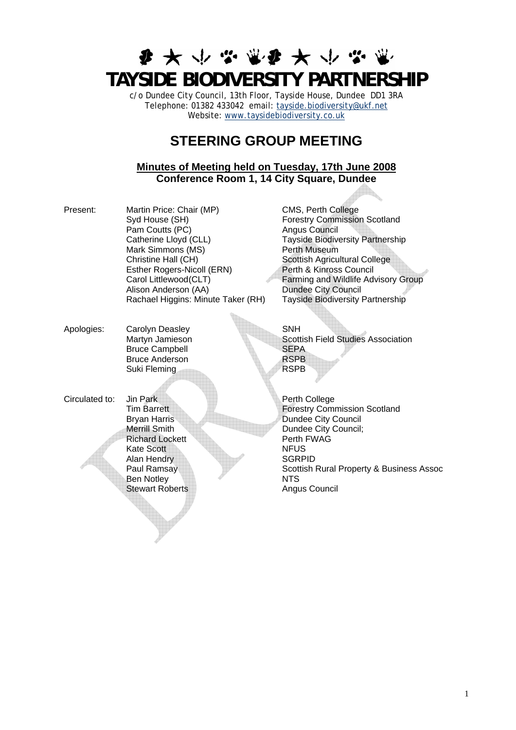# TAYSIDE BIODIVERSITY PARTNERSHIP

c/o Dundee City Council, 13th Floor, Tayside House, Dundee DD1 3RA
Telephone: 01382 433042 email: tayside.biodiversity@ukf.net
Website: www.taysidebiodiversity.co.uk

## STEERING GROUP MEETING

**Minutes of Meeting held on Tuesday, 17th June 2008**
**Conference Room 1, 14 City Square, Dundee**

| | | |
|---|---|---|
| Present: | Martin Price: Chair (MP) | CMS, Perth College |
| | Syd House (SH) | Forestry Commission Scotland |
| | Pam Coutts (PC) | Angus Council |
| | Catherine Lloyd (CLL) | Tayside Biodiversity Partnership |
| | Mark Simmons (MS) | Perth Museum |
| | Christine Hall (CH) | Scottish Agricultural College |
| | Esther Rogers-Nicoll (ERN) | Perth & Kinross Council |
| | Carol Littlewood(CLT) | Farming and Wildlife Advisory Group |
| | Alison Anderson (AA) | Dundee City Council |
| | Rachael Higgins: Minute Taker (RH) | Tayside Biodiversity Partnership |
| Apologies: | Carolyn Deasley | SNH |
| | Martyn Jamieson | Scottish Field Studies Association |
| | Bruce Campbell | SEPA |
| | Bruce Anderson | RSPB |
| | Suki Fleming | RSPB |
| Circulated to: | Jin Park | Perth College |
| | Tim Barrett | Forestry Commission Scotland |
| | Bryan Harris | Dundee City Council |
| | Merrill Smith | Dundee City Council; |
| | Richard Lockett | Perth FWAG |
| | Kate Scott | NFUS |
| | Alan Hendry | SGRPID |
| | Paul Ramsay | Scottish Rural Property & Business Assoc |
| | Ben Notley | NTS |
| | Stewart Roberts | Angus Council |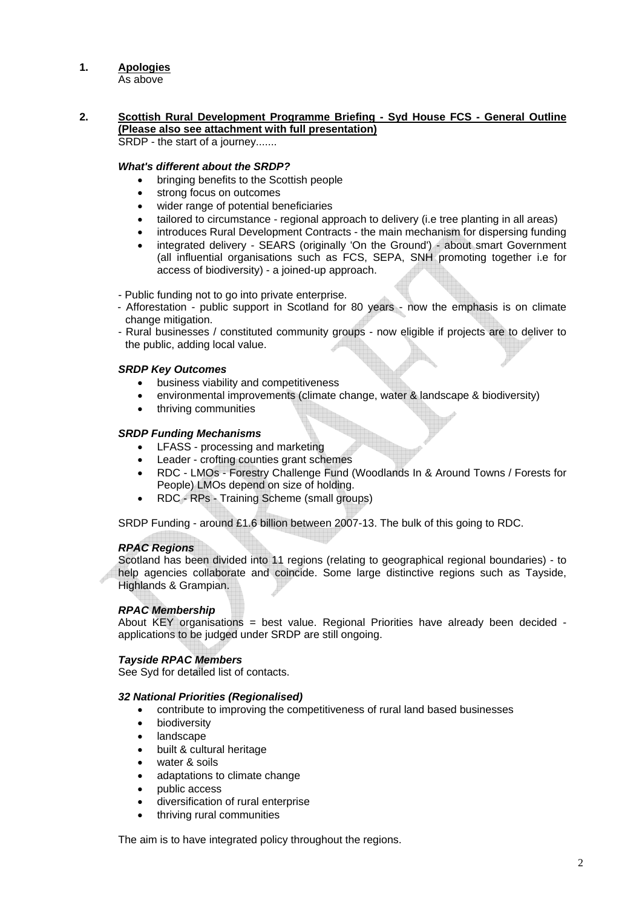**1. Apologies**

As above

**2. Scottish Rural Development Programme Briefing - Syd House FCS - General Outline (Please also see attachment with full presentation)**

SRDP - the start of a journey.......

***What's different about the SRDP?***

- bringing benefits to the Scottish people
- strong focus on outcomes
- wider range of potential beneficiaries
- tailored to circumstance - regional approach to delivery (i.e tree planting in all areas)
- introduces Rural Development Contracts - the main mechanism for dispersing funding
- integrated delivery - SEARS (originally 'On the Ground') - about smart Government (all influential organisations such as FCS, SEPA, SNH promoting together i.e for access of biodiversity) - a joined-up approach.

- Public funding not to go into private enterprise.
- Afforestation - public support in Scotland for 80 years - now the emphasis is on climate change mitigation.
- Rural businesses / constituted community groups - now eligible if projects are to deliver to the public, adding local value.

***SRDP Key Outcomes***

- business viability and competitiveness
- environmental improvements (climate change, water & landscape & biodiversity)
- thriving communities

***SRDP Funding Mechanisms***

- LFASS - processing and marketing
- Leader - crofting counties grant schemes
- RDC - LMOs - Forestry Challenge Fund (Woodlands In & Around Towns / Forests for People) LMOs depend on size of holding.
- RDC - RPs - Training Scheme (small groups)

SRDP Funding - around £1.6 billion between 2007-13. The bulk of this going to RDC.

***RPAC Regions***

Scotland has been divided into 11 regions (relating to geographical regional boundaries) - to help agencies collaborate and coincide. Some large distinctive regions such as Tayside, Highlands & Grampian.

***RPAC Membership***

About KEY organisations = best value. Regional Priorities have already been decided - applications to be judged under SRDP are still ongoing.

***Tayside RPAC Members***

See Syd for detailed list of contacts.

***32 National Priorities (Regionalised)***

- contribute to improving the competitiveness of rural land based businesses
- biodiversity
- landscape
- built & cultural heritage
- water & soils
- adaptations to climate change
- public access
- diversification of rural enterprise
- thriving rural communities

The aim is to have integrated policy throughout the regions.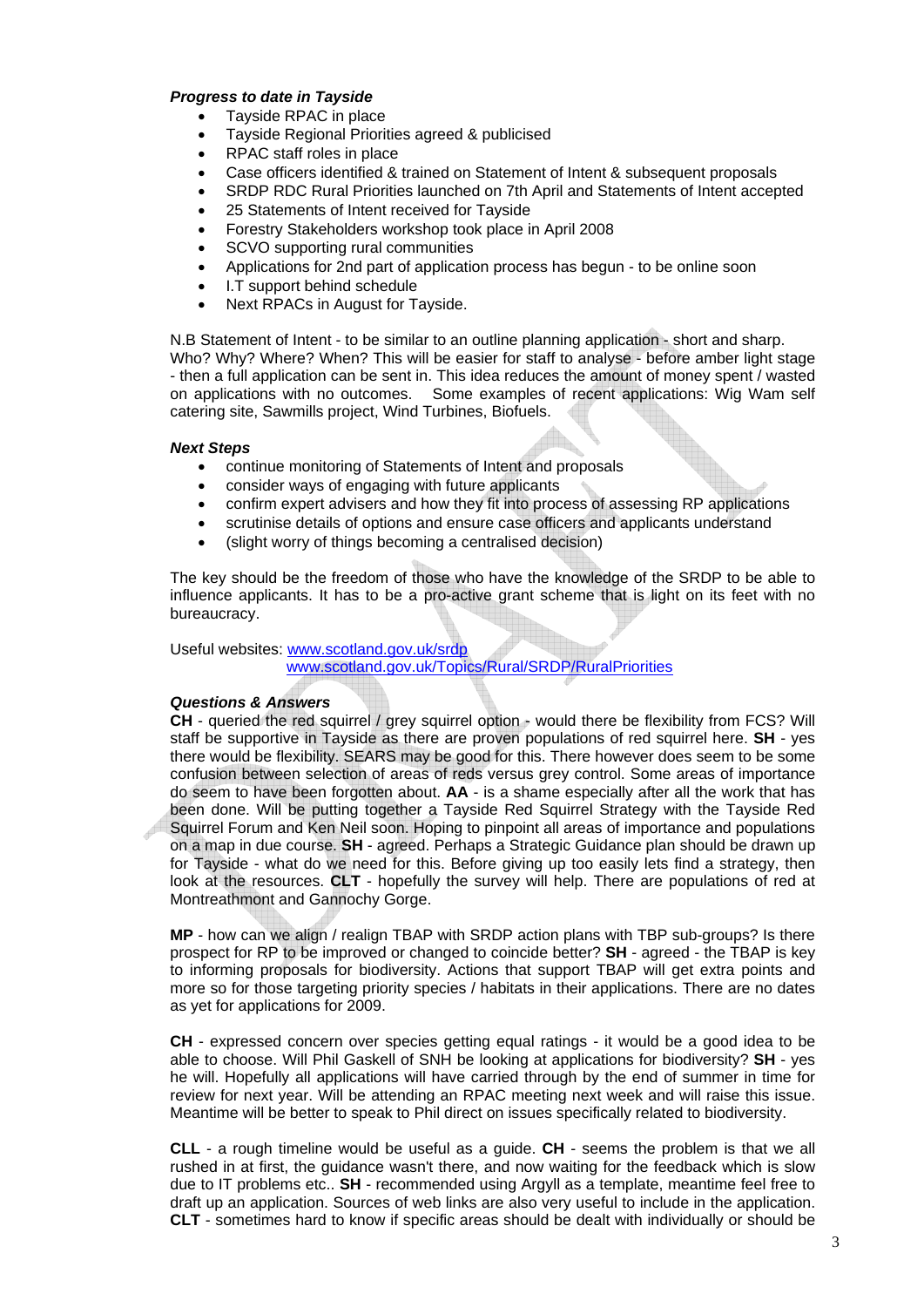### *Progress to date in Tayside*

- Tayside RPAC in place
- Tayside Regional Priorities agreed & publicised
- RPAC staff roles in place
- Case officers identified & trained on Statement of Intent & subsequent proposals
- SRDP RDC Rural Priorities launched on 7th April and Statements of Intent accepted
- 25 Statements of Intent received for Tayside
- Forestry Stakeholders workshop took place in April 2008
- SCVO supporting rural communities
- Applications for 2nd part of application process has begun - to be online soon
- I.T support behind schedule
- Next RPACs in August for Tayside.

N.B Statement of Intent - to be similar to an outline planning application - short and sharp. Who? Why? Where? When? This will be easier for staff to analyse - before amber light stage - then a full application can be sent in. This idea reduces the amount of money spent / wasted on applications with no outcomes. Some examples of recent applications: Wig Wam self catering site, Sawmills project, Wind Turbines, Biofuels.

### *Next Steps*

- continue monitoring of Statements of Intent and proposals
- consider ways of engaging with future applicants
- confirm expert advisers and how they fit into process of assessing RP applications
- scrutinise details of options and ensure case officers and applicants understand
- (slight worry of things becoming a centralised decision)

The key should be the freedom of those who have the knowledge of the SRDP to be able to influence applicants. It has to be a pro-active grant scheme that is light on its feet with no bureaucracy.

Useful websites: [www.scotland.gov.uk/srdp](http://www.scotland.gov.uk/srdp)
[www.scotland.gov.uk/Topics/Rural/SRDP/RuralPriorities](http://www.scotland.gov.uk/Topics/Rural/SRDP/RuralPriorities)

### *Questions & Answers*

**CH** - queried the red squirrel / grey squirrel option - would there be flexibility from FCS? Will staff be supportive in Tayside as there are proven populations of red squirrel here. **SH** - yes there would be flexibility. SEARS may be good for this. There however does seem to be some confusion between selection of areas of reds versus grey control. Some areas of importance do seem to have been forgotten about. **AA** - is a shame especially after all the work that has been done. Will be putting together a Tayside Red Squirrel Strategy with the Tayside Red Squirrel Forum and Ken Neil soon. Hoping to pinpoint all areas of importance and populations on a map in due course. **SH** - agreed. Perhaps a Strategic Guidance plan should be drawn up for Tayside - what do we need for this. Before giving up too easily lets find a strategy, then look at the resources. **CLT** - hopefully the survey will help. There are populations of red at Montreathmont and Gannochy Gorge.

**MP** - how can we align / realign TBAP with SRDP action plans with TBP sub-groups? Is there prospect for RP to be improved or changed to coincide better? **SH** - agreed - the TBAP is key to informing proposals for biodiversity. Actions that support TBAP will get extra points and more so for those targeting priority species / habitats in their applications. There are no dates as yet for applications for 2009.

**CH** - expressed concern over species getting equal ratings - it would be a good idea to be able to choose. Will Phil Gaskell of SNH be looking at applications for biodiversity? **SH** - yes he will. Hopefully all applications will have carried through by the end of summer in time for review for next year. Will be attending an RPAC meeting next week and will raise this issue. Meantime will be better to speak to Phil direct on issues specifically related to biodiversity.

**CLL** - a rough timeline would be useful as a guide. **CH** - seems the problem is that we all rushed in at first, the guidance wasn't there, and now waiting for the feedback which is slow due to IT problems etc.. **SH** - recommended using Argyll as a template, meantime feel free to draft up an application. Sources of web links are also very useful to include in the application. **CLT** - sometimes hard to know if specific areas should be dealt with individually or should be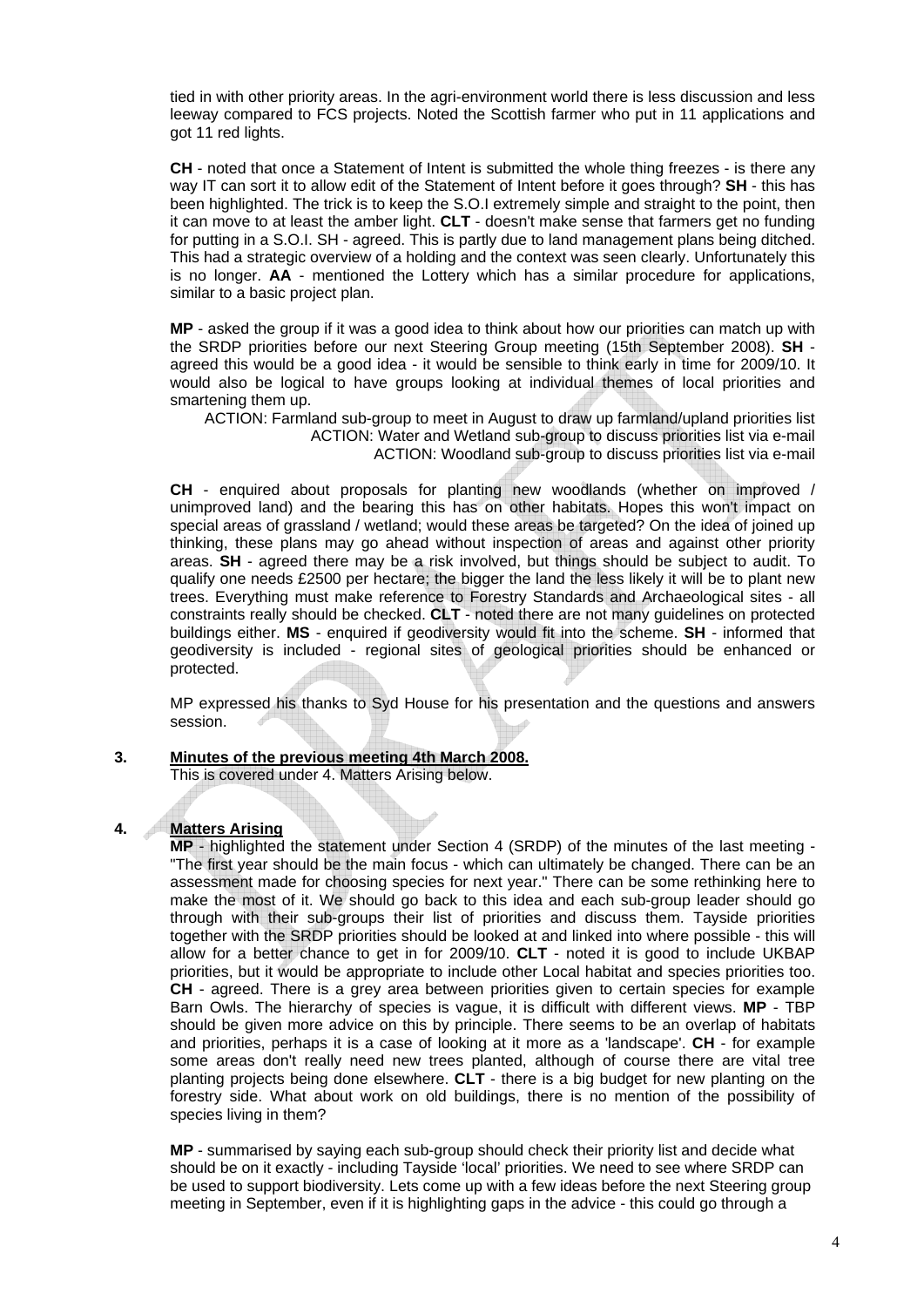tied in with other priority areas. In the agri-environment world there is less discussion and less leeway compared to FCS projects. Noted the Scottish farmer who put in 11 applications and got 11 red lights.

**CH** - noted that once a Statement of Intent is submitted the whole thing freezes - is there any way IT can sort it to allow edit of the Statement of Intent before it goes through? **SH** - this has been highlighted. The trick is to keep the S.O.I extremely simple and straight to the point, then it can move to at least the amber light. **CLT** - doesn't make sense that farmers get no funding for putting in a S.O.I. SH - agreed. This is partly due to land management plans being ditched. This had a strategic overview of a holding and the context was seen clearly. Unfortunately this is no longer. **AA** - mentioned the Lottery which has a similar procedure for applications, similar to a basic project plan.

**MP** - asked the group if it was a good idea to think about how our priorities can match up with the SRDP priorities before our next Steering Group meeting (15th September 2008). **SH** - agreed this would be a good idea - it would be sensible to think early in time for 2009/10. It would also be logical to have groups looking at individual themes of local priorities and smartening them up.

ACTION: Farmland sub-group to meet in August to draw up farmland/upland priorities list
ACTION: Water and Wetland sub-group to discuss priorities list via e-mail
ACTION: Woodland sub-group to discuss priorities list via e-mail

**CH** - enquired about proposals for planting new woodlands (whether on improved / unimproved land) and the bearing this has on other habitats. Hopes this won't impact on special areas of grassland / wetland; would these areas be targeted? On the idea of joined up thinking, these plans may go ahead without inspection of areas and against other priority areas. **SH** - agreed there may be a risk involved, but things should be subject to audit. To qualify one needs £2500 per hectare; the bigger the land the less likely it will be to plant new trees. Everything must make reference to Forestry Standards and Archaeological sites - all constraints really should be checked. **CLT** - noted there are not many guidelines on protected buildings either. **MS** - enquired if geodiversity would fit into the scheme. **SH** - informed that geodiversity is included - regional sites of geological priorities should be enhanced or protected.

MP expressed his thanks to Syd House for his presentation and the questions and answers session.

## 3. Minutes of the previous meeting 4th March 2008.

This is covered under 4. Matters Arising below.

## 4. Matters Arising

**MP** - highlighted the statement under Section 4 (SRDP) of the minutes of the last meeting - "The first year should be the main focus - which can ultimately be changed. There can be an assessment made for choosing species for next year." There can be some rethinking here to make the most of it. We should go back to this idea and each sub-group leader should go through with their sub-groups their list of priorities and discuss them. Tayside priorities together with the SRDP priorities should be looked at and linked into where possible - this will allow for a better chance to get in for 2009/10. **CLT** - noted it is good to include UKBAP priorities, but it would be appropriate to include other Local habitat and species priorities too. **CH** - agreed. There is a grey area between priorities given to certain species for example Barn Owls. The hierarchy of species is vague, it is difficult with different views. **MP** - TBP should be given more advice on this by principle. There seems to be an overlap of habitats and priorities, perhaps it is a case of looking at it more as a 'landscape'. **CH** - for example some areas don't really need new trees planted, although of course there are vital tree planting projects being done elsewhere. **CLT** - there is a big budget for new planting on the forestry side. What about work on old buildings, there is no mention of the possibility of species living in them?

**MP** - summarised by saying each sub-group should check their priority list and decide what should be on it exactly - including Tayside 'local' priorities. We need to see where SRDP can be used to support biodiversity. Lets come up with a few ideas before the next Steering group meeting in September, even if it is highlighting gaps in the advice - this could go through a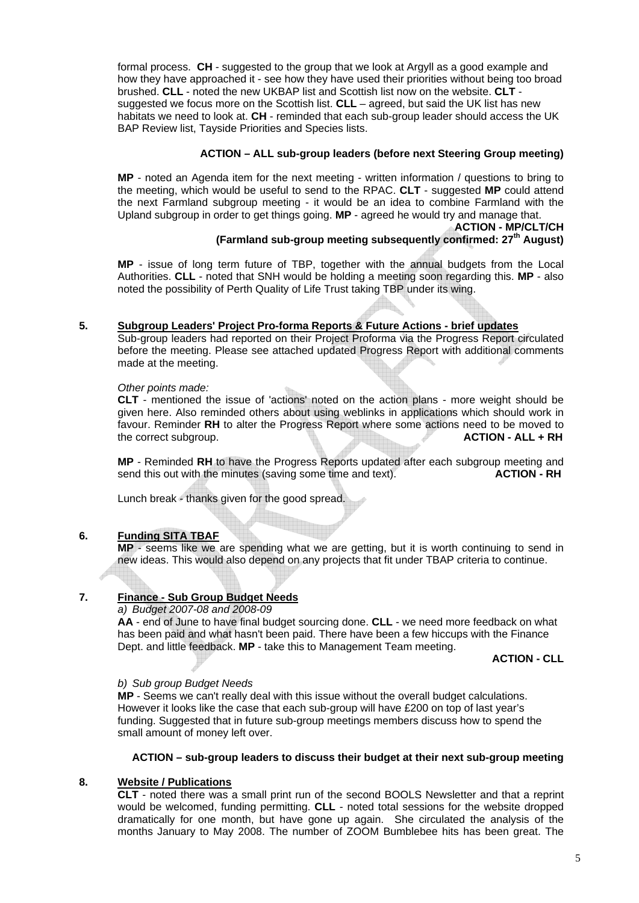formal process. **CH** - suggested to the group that we look at Argyll as a good example and how they have approached it - see how they have used their priorities without being too broad brushed. **CLL** - noted the new UKBAP list and Scottish list now on the website. **CLT** - suggested we focus more on the Scottish list. **CLL** – agreed, but said the UK list has new habitats we need to look at. **CH** - reminded that each sub-group leader should access the UK BAP Review list, Tayside Priorities and Species lists.

**ACTION – ALL sub-group leaders (before next Steering Group meeting)**

**MP** - noted an Agenda item for the next meeting - written information / questions to bring to the meeting, which would be useful to send to the RPAC. **CLT** - suggested **MP** could attend the next Farmland subgroup meeting - it would be an idea to combine Farmland with the Upland subgroup in order to get things going. **MP** - agreed he would try and manage that.

**ACTION - MP/CLT/CH**
**(Farmland sub-group meeting subsequently confirmed: 27th August)**

**MP** - issue of long term future of TBP, together with the annual budgets from the Local Authorities. **CLL** - noted that SNH would be holding a meeting soon regarding this. **MP** - also noted the possibility of Perth Quality of Life Trust taking TBP under its wing.

## 5. Subgroup Leaders' Project Pro-forma Reports & Future Actions - brief updates

Sub-group leaders had reported on their Project Proforma via the Progress Report circulated before the meeting. Please see attached updated Progress Report with additional comments made at the meeting.

*Other points made:*

**CLT** - mentioned the issue of 'actions' noted on the action plans - more weight should be given here. Also reminded others about using weblinks in applications which should work in favour. Reminder **RH** to alter the Progress Report where some actions need to be moved to the correct subgroup. **ACTION - ALL + RH**

**MP** - Reminded **RH** to have the Progress Reports updated after each subgroup meeting and send this out with the minutes (saving some time and text). **ACTION - RH**

Lunch break - thanks given for the good spread.

## 6. Funding SITA TBAF

**MP** - seems like we are spending what we are getting, but it is worth continuing to send in new ideas. This would also depend on any projects that fit under TBAP criteria to continue.

## 7. Finance - Sub Group Budget Needs

*a) Budget 2007-08 and 2008-09*

**AA** - end of June to have final budget sourcing done. **CLL** - we need more feedback on what has been paid and what hasn't been paid. There have been a few hiccups with the Finance Dept. and little feedback. **MP** - take this to Management Team meeting.

**ACTION - CLL**

*b) Sub group Budget Needs*

**MP** - Seems we can't really deal with this issue without the overall budget calculations. However it looks like the case that each sub-group will have £200 on top of last year's funding. Suggested that in future sub-group meetings members discuss how to spend the small amount of money left over.

**ACTION – sub-group leaders to discuss their budget at their next sub-group meeting**

## 8. Website / Publications

**CLT** - noted there was a small print run of the second BOOLS Newsletter and that a reprint would be welcomed, funding permitting. **CLL** - noted total sessions for the website dropped dramatically for one month, but have gone up again. She circulated the analysis of the months January to May 2008. The number of ZOOM Bumblebee hits has been great. The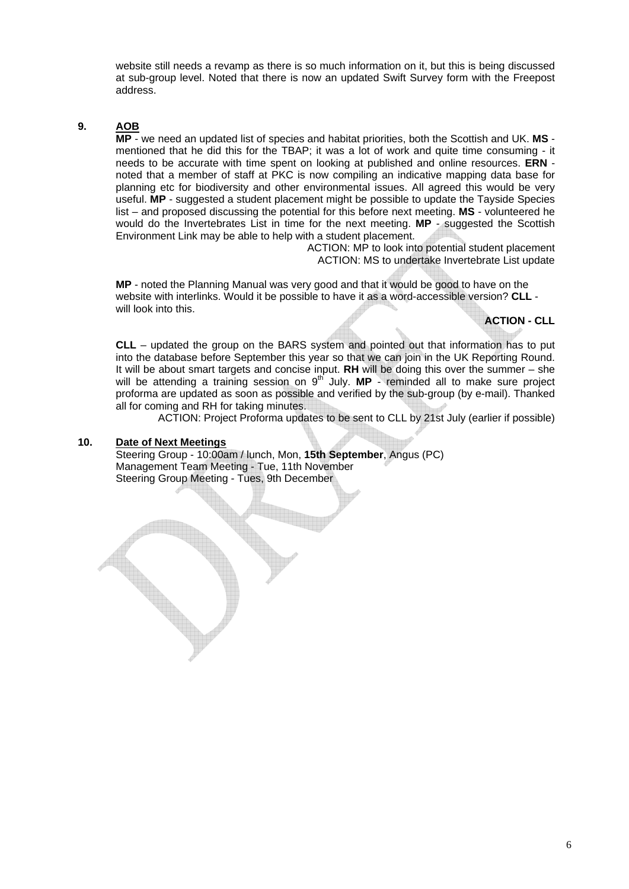website still needs a revamp as there is so much information on it, but this is being discussed at sub-group level. Noted that there is now an updated Swift Survey form with the Freepost address.

**9. AOB**

**MP** - we need an updated list of species and habitat priorities, both the Scottish and UK. **MS** - mentioned that he did this for the TBAP; it was a lot of work and quite time consuming - it needs to be accurate with time spent on looking at published and online resources. **ERN** - noted that a member of staff at PKC is now compiling an indicative mapping data base for planning etc for biodiversity and other environmental issues. All agreed this would be very useful. **MP** - suggested a student placement might be possible to update the Tayside Species list – and proposed discussing the potential for this before next meeting. **MS** - volunteered he would do the Invertebrates List in time for the next meeting. **MP** - suggested the Scottish Environment Link may be able to help with a student placement.

ACTION: MP to look into potential student placement
ACTION: MS to undertake Invertebrate List update

**MP** - noted the Planning Manual was very good and that it would be good to have on the website with interlinks. Would it be possible to have it as a word-accessible version? **CLL** - will look into this.

**ACTION - CLL**

**CLL** – updated the group on the BARS system and pointed out that information has to put into the database before September this year so that we can join in the UK Reporting Round. It will be about smart targets and concise input. **RH** will be doing this over the summer – she will be attending a training session on 9th July. **MP** - reminded all to make sure project proforma are updated as soon as possible and verified by the sub-group (by e-mail). Thanked all for coming and RH for taking minutes.

ACTION: Project Proforma updates to be sent to CLL by 21st July (earlier if possible)

**10. Date of Next Meetings**

Steering Group - 10:00am / lunch, Mon, **15th September**, Angus (PC)
Management Team Meeting - Tue, 11th November
Steering Group Meeting - Tues, 9th December